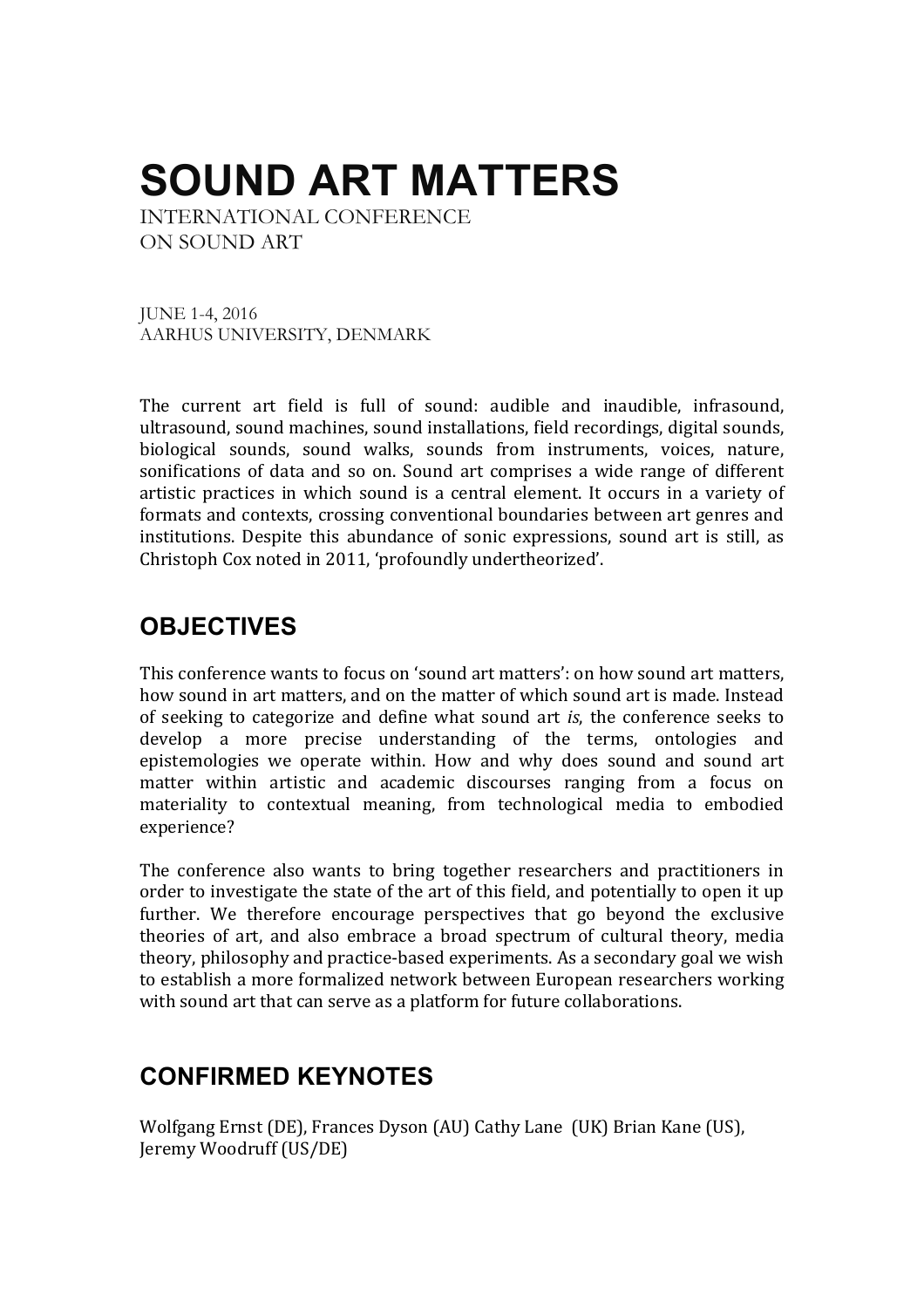# SOUND ART MATTERS

INTERNATIONAL CONFERENCE
ON SOUND ART

JUNE 1-4, 2016
AARHUS UNIVERSITY, DENMARK

The current art field is full of sound: audible and inaudible, infrasound, ultrasound, sound machines, sound installations, field recordings, digital sounds, biological sounds, sound walks, sounds from instruments, voices, nature, sonifications of data and so on. Sound art comprises a wide range of different artistic practices in which sound is a central element. It occurs in a variety of formats and contexts, crossing conventional boundaries between art genres and institutions. Despite this abundance of sonic expressions, sound art is still, as Christoph Cox noted in 2011, 'profoundly undertheorized'.

## OBJECTIVES

This conference wants to focus on 'sound art matters': on how sound art matters, how sound in art matters, and on the matter of which sound art is made. Instead of seeking to categorize and define what sound art *is*, the conference seeks to develop a more precise understanding of the terms, ontologies and epistemologies we operate within. How and why does sound and sound art matter within artistic and academic discourses ranging from a focus on materiality to contextual meaning, from technological media to embodied experience?

The conference also wants to bring together researchers and practitioners in order to investigate the state of the art of this field, and potentially to open it up further. We therefore encourage perspectives that go beyond the exclusive theories of art, and also embrace a broad spectrum of cultural theory, media theory, philosophy and practice-based experiments. As a secondary goal we wish to establish a more formalized network between European researchers working with sound art that can serve as a platform for future collaborations.

## CONFIRMED KEYNOTES

Wolfgang Ernst (DE), Frances Dyson (AU) Cathy Lane (UK) Brian Kane (US), Jeremy Woodruff (US/DE)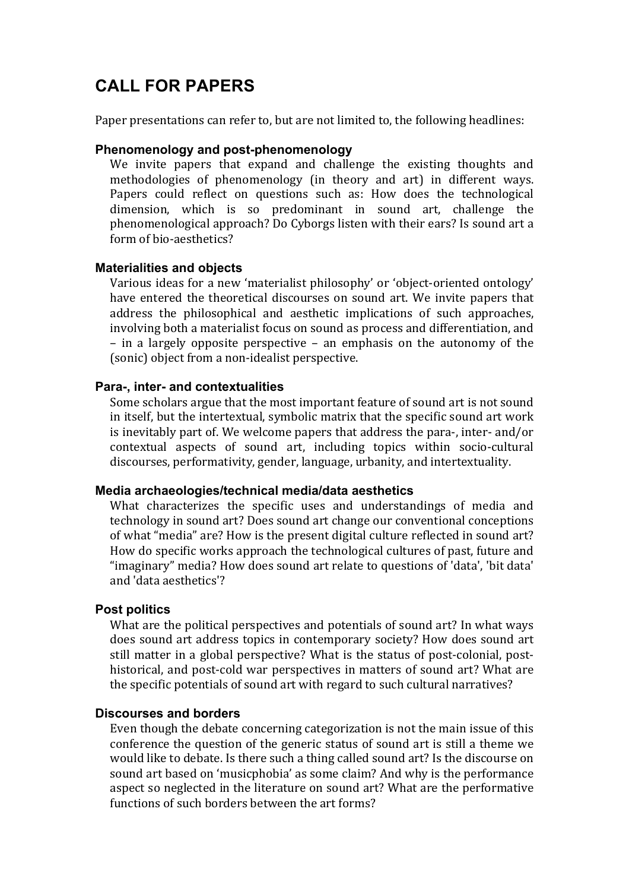# CALL FOR PAPERS

Paper presentations can refer to, but are not limited to, the following headlines:

### Phenomenology and post-phenomenology

We invite papers that expand and challenge the existing thoughts and methodologies of phenomenology (in theory and art) in different ways. Papers could reflect on questions such as: How does the technological dimension, which is so predominant in sound art, challenge the phenomenological approach? Do Cyborgs listen with their ears? Is sound art a form of bio-aesthetics?

### Materialities and objects

Various ideas for a new 'materialist philosophy' or 'object-oriented ontology' have entered the theoretical discourses on sound art. We invite papers that address the philosophical and aesthetic implications of such approaches, involving both a materialist focus on sound as process and differentiation, and – in a largely opposite perspective – an emphasis on the autonomy of the (sonic) object from a non-idealist perspective.

### Para-, inter- and contextualities

Some scholars argue that the most important feature of sound art is not sound in itself, but the intertextual, symbolic matrix that the specific sound art work is inevitably part of. We welcome papers that address the para-, inter- and/or contextual aspects of sound art, including topics within socio-cultural discourses, performativity, gender, language, urbanity, and intertextuality.

### Media archaeologies/technical media/data aesthetics

What characterizes the specific uses and understandings of media and technology in sound art? Does sound art change our conventional conceptions of what "media" are? How is the present digital culture reflected in sound art? How do specific works approach the technological cultures of past, future and "imaginary" media? How does sound art relate to questions of 'data', 'bit data' and 'data aesthetics'?

### Post politics

What are the political perspectives and potentials of sound art? In what ways does sound art address topics in contemporary society? How does sound art still matter in a global perspective? What is the status of post-colonial, post-historical, and post-cold war perspectives in matters of sound art? What are the specific potentials of sound art with regard to such cultural narratives?

### Discourses and borders

Even though the debate concerning categorization is not the main issue of this conference the question of the generic status of sound art is still a theme we would like to debate. Is there such a thing called sound art? Is the discourse on sound art based on 'musicphobia' as some claim? And why is the performance aspect so neglected in the literature on sound art? What are the performative functions of such borders between the art forms?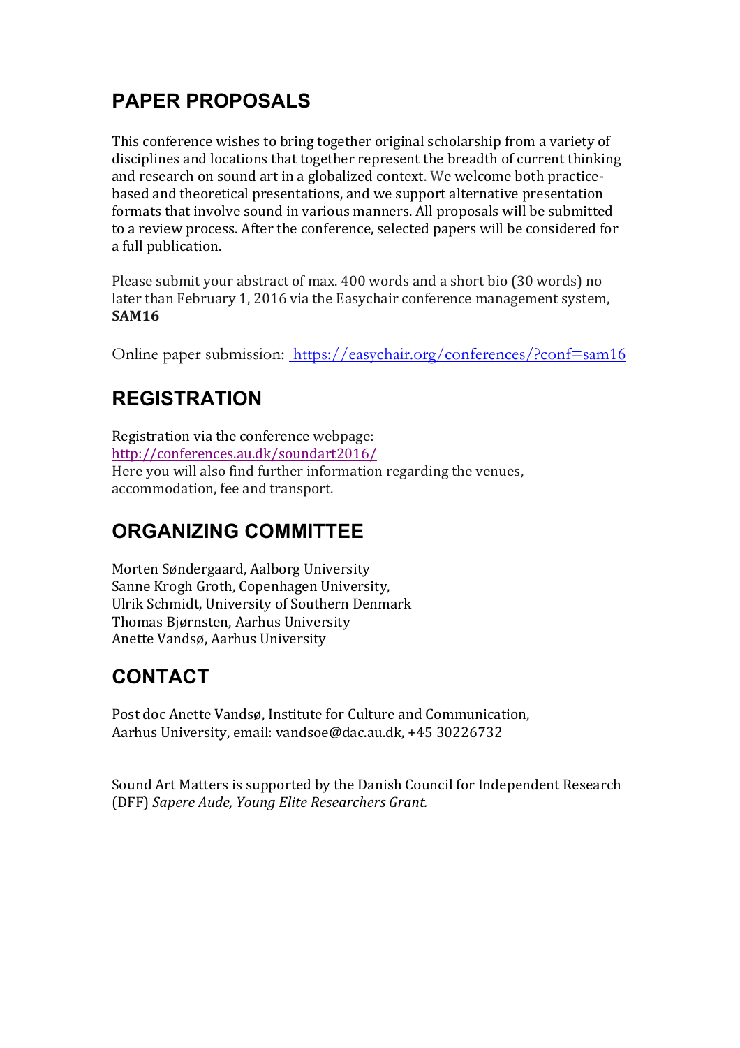## PAPER PROPOSALS

This conference wishes to bring together original scholarship from a variety of disciplines and locations that together represent the breadth of current thinking and research on sound art in a globalized context. We welcome both practice-based and theoretical presentations, and we support alternative presentation formats that involve sound in various manners. All proposals will be submitted to a review process. After the conference, selected papers will be considered for a full publication.

Please submit your abstract of max. 400 words and a short bio (30 words) no later than February 1, 2016 via the Easychair conference management system, **SAM16**

Online paper submission: https://easychair.org/conferences/?conf=sam16

## REGISTRATION

Registration via the conference webpage:
http://conferences.au.dk/soundart2016/
Here you will also find further information regarding the venues, accommodation, fee and transport.

## ORGANIZING COMMITTEE

Morten Søndergaard, Aalborg University
Sanne Krogh Groth, Copenhagen University,
Ulrik Schmidt, University of Southern Denmark
Thomas Bjørnsten, Aarhus University
Anette Vandsø, Aarhus University

## CONTACT

Post doc Anette Vandsø, Institute for Culture and Communication, Aarhus University, email: vandsoe@dac.au.dk, +45 30226732

Sound Art Matters is supported by the Danish Council for Independent Research (DFF) *Sapere Aude, Young Elite Researchers Grant.*